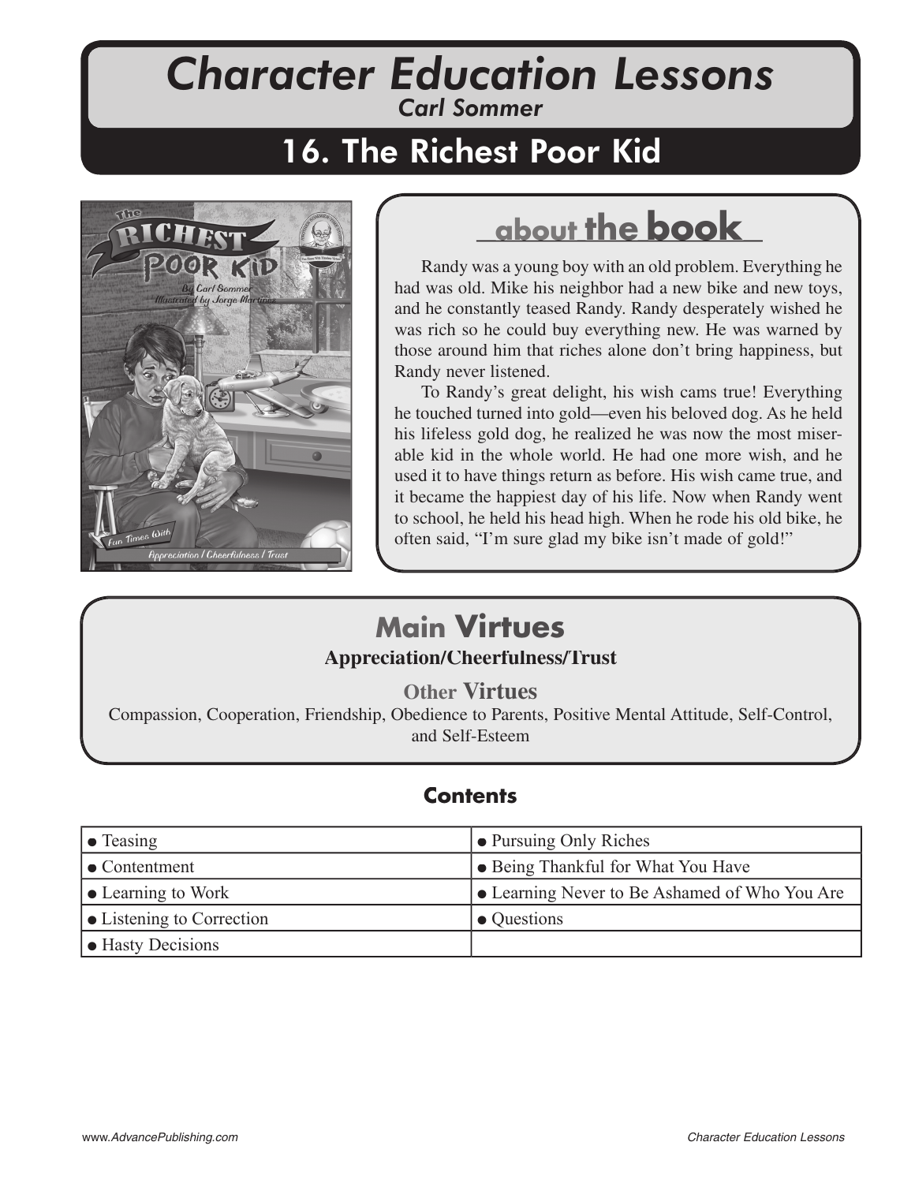# Character Education Lessons

*Carl Sommer*

## 16. The Richest Poor Kid

### about the book

Randy was a young boy with an old problem. Everything he had was old. Mike his neighbor had a new bike and new toys, and he constantly teased Randy. Randy desperately wished he was rich so he could buy everything new. He was warned by those around him that riches alone don't bring happiness, but Randy never listened.

To Randy's great delight, his wish cams true! Everything he touched turned into gold—even his beloved dog. As he held his lifeless gold dog, he realized he was now the most miserable kid in the whole world. He had one more wish, and he used it to have things return as before. His wish came true, and it became the happiest day of his life. Now when Randy went to school, he held his head high. When he rode his old bike, he often said, "I'm sure glad my bike isn't made of gold!"

### Main Virtues

**Appreciation/Cheerfulness/Trust**

### Other Virtues

Compassion, Cooperation, Friendship, Obedience to Parents, Positive Mental Attitude, Self-Control, and Self-Esteem

### Contents

| | |
|---|---|
| ● Teasing | ● Pursuing Only Riches |
| ● Contentment | ● Being Thankful for What You Have |
| ● Learning to Work | ● Learning Never to Be Ashamed of Who You Are |
| ● Listening to Correction | ● Questions |
| ● Hasty Decisions | |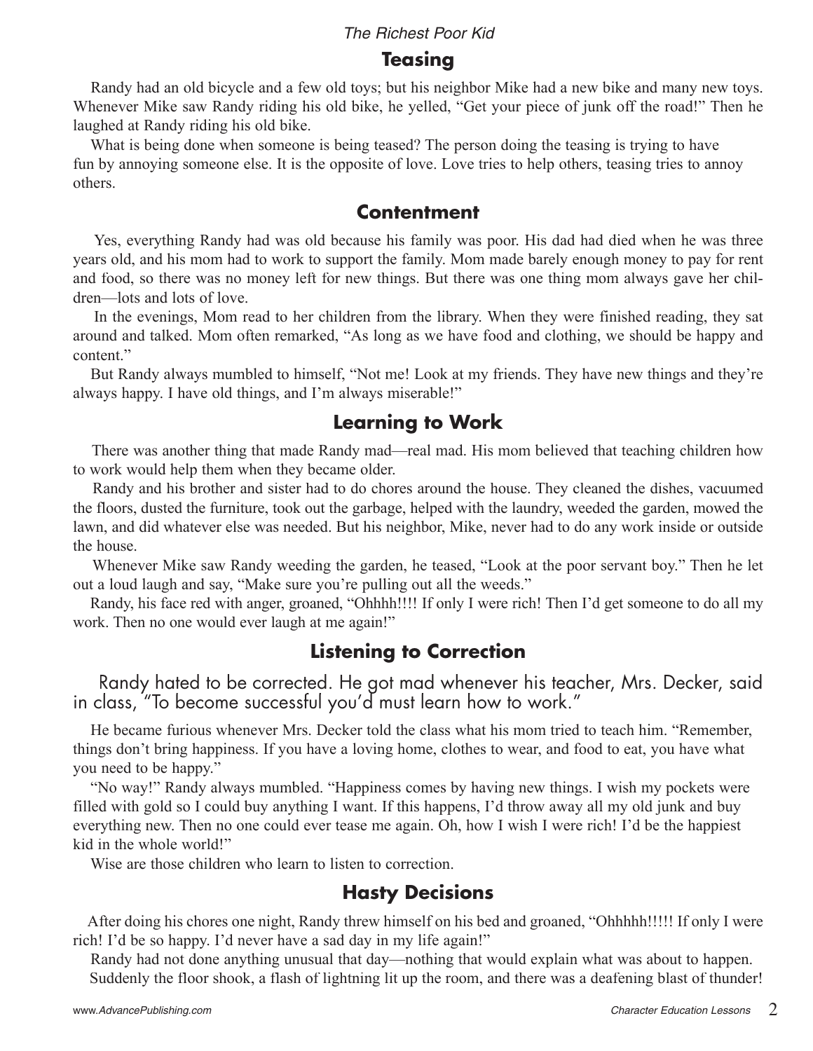## Teasing

Randy had an old bicycle and a few old toys; but his neighbor Mike had a new bike and many new toys. Whenever Mike saw Randy riding his old bike, he yelled, "Get your piece of junk off the road!" Then he laughed at Randy riding his old bike.

What is being done when someone is being teased? The person doing the teasing is trying to have fun by annoying someone else. It is the opposite of love. Love tries to help others, teasing tries to annoy others.

## Contentment

Yes, everything Randy had was old because his family was poor. His dad had died when he was three years old, and his mom had to work to support the family. Mom made barely enough money to pay for rent and food, so there was no money left for new things. But there was one thing mom always gave her children—lots and lots of love.

In the evenings, Mom read to her children from the library. When they were finished reading, they sat around and talked. Mom often remarked, "As long as we have food and clothing, we should be happy and content."

But Randy always mumbled to himself, "Not me! Look at my friends. They have new things and they're always happy. I have old things, and I'm always miserable!"

## Learning to Work

There was another thing that made Randy mad—real mad. His mom believed that teaching children how to work would help them when they became older.

Randy and his brother and sister had to do chores around the house. They cleaned the dishes, vacuumed the floors, dusted the furniture, took out the garbage, helped with the laundry, weeded the garden, mowed the lawn, and did whatever else was needed. But his neighbor, Mike, never had to do any work inside or outside the house.

Whenever Mike saw Randy weeding the garden, he teased, "Look at the poor servant boy." Then he let out a loud laugh and say, "Make sure you're pulling out all the weeds."

Randy, his face red with anger, groaned, "Ohhhh!!!! If only I were rich! Then I'd get someone to do all my work. Then no one would ever laugh at me again!"

## Listening to Correction

Randy hated to be corrected. He got mad whenever his teacher, Mrs. Decker, said in class, "To become successful you'd must learn how to work."

He became furious whenever Mrs. Decker told the class what his mom tried to teach him. "Remember, things don't bring happiness. If you have a loving home, clothes to wear, and food to eat, you have what you need to be happy."

"No way!" Randy always mumbled. "Happiness comes by having new things. I wish my pockets were filled with gold so I could buy anything I want. If this happens, I'd throw away all my old junk and buy everything new. Then no one could ever tease me again. Oh, how I wish I were rich! I'd be the happiest kid in the whole world!"

Wise are those children who learn to listen to correction.

## Hasty Decisions

After doing his chores one night, Randy threw himself on his bed and groaned, "Ohhhhh!!!!! If only I were rich! I'd be so happy. I'd never have a sad day in my life again!"

Randy had not done anything unusual that day—nothing that would explain what was about to happen.

Suddenly the floor shook, a flash of lightning lit up the room, and there was a deafening blast of thunder!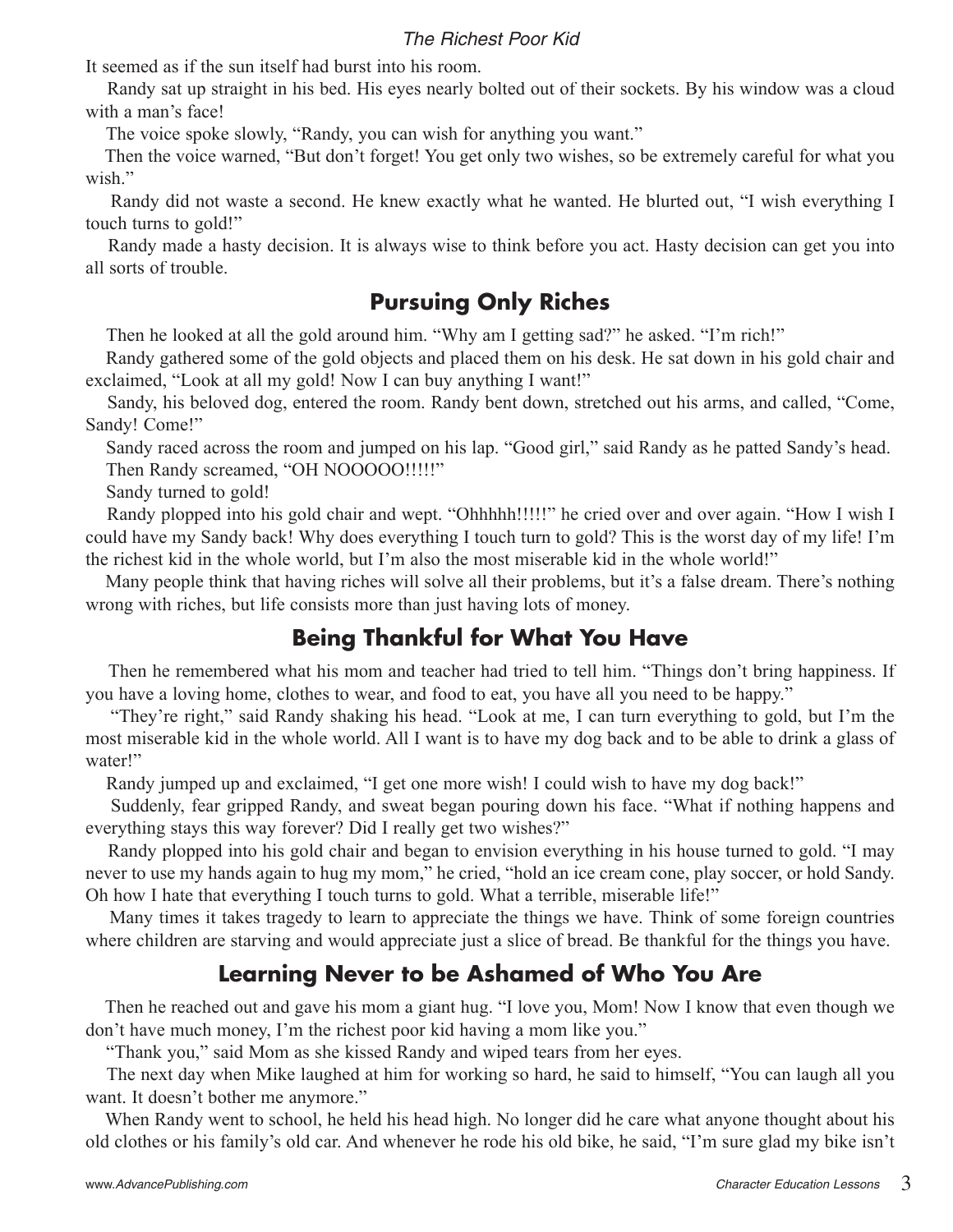It seemed as if the sun itself had burst into his room.

Randy sat up straight in his bed. His eyes nearly bolted out of their sockets. By his window was a cloud with a man's face!

The voice spoke slowly, "Randy, you can wish for anything you want."

Then the voice warned, "But don't forget! You get only two wishes, so be extremely careful for what you wish."

Randy did not waste a second. He knew exactly what he wanted. He blurted out, "I wish everything I touch turns to gold!"

Randy made a hasty decision. It is always wise to think before you act. Hasty decision can get you into all sorts of trouble.

## Pursuing Only Riches

Then he looked at all the gold around him. "Why am I getting sad?" he asked. "I'm rich!"

Randy gathered some of the gold objects and placed them on his desk. He sat down in his gold chair and exclaimed, "Look at all my gold! Now I can buy anything I want!"

Sandy, his beloved dog, entered the room. Randy bent down, stretched out his arms, and called, "Come, Sandy! Come!"

Sandy raced across the room and jumped on his lap. "Good girl," said Randy as he patted Sandy's head.

Then Randy screamed, "OH NOOOOO!!!!!"

Sandy turned to gold!

Randy plopped into his gold chair and wept. "Ohhhhh!!!!!" he cried over and over again. "How I wish I could have my Sandy back! Why does everything I touch turn to gold? This is the worst day of my life! I'm the richest kid in the whole world, but I'm also the most miserable kid in the whole world!"

Many people think that having riches will solve all their problems, but it's a false dream. There's nothing wrong with riches, but life consists more than just having lots of money.

## Being Thankful for What You Have

Then he remembered what his mom and teacher had tried to tell him. "Things don't bring happiness. If you have a loving home, clothes to wear, and food to eat, you have all you need to be happy."

"They're right," said Randy shaking his head. "Look at me, I can turn everything to gold, but I'm the most miserable kid in the whole world. All I want is to have my dog back and to be able to drink a glass of water!"

Randy jumped up and exclaimed, "I get one more wish! I could wish to have my dog back!"

Suddenly, fear gripped Randy, and sweat began pouring down his face. "What if nothing happens and everything stays this way forever? Did I really get two wishes?"

Randy plopped into his gold chair and began to envision everything in his house turned to gold. "I may never to use my hands again to hug my mom," he cried, "hold an ice cream cone, play soccer, or hold Sandy. Oh how I hate that everything I touch turns to gold. What a terrible, miserable life!"

Many times it takes tragedy to learn to appreciate the things we have. Think of some foreign countries where children are starving and would appreciate just a slice of bread. Be thankful for the things you have.

## Learning Never to be Ashamed of Who You Are

Then he reached out and gave his mom a giant hug. "I love you, Mom! Now I know that even though we don't have much money, I'm the richest poor kid having a mom like you."

"Thank you," said Mom as she kissed Randy and wiped tears from her eyes.

The next day when Mike laughed at him for working so hard, he said to himself, "You can laugh all you want. It doesn't bother me anymore."

When Randy went to school, he held his head high. No longer did he care what anyone thought about his old clothes or his family's old car. And whenever he rode his old bike, he said, "I'm sure glad my bike isn't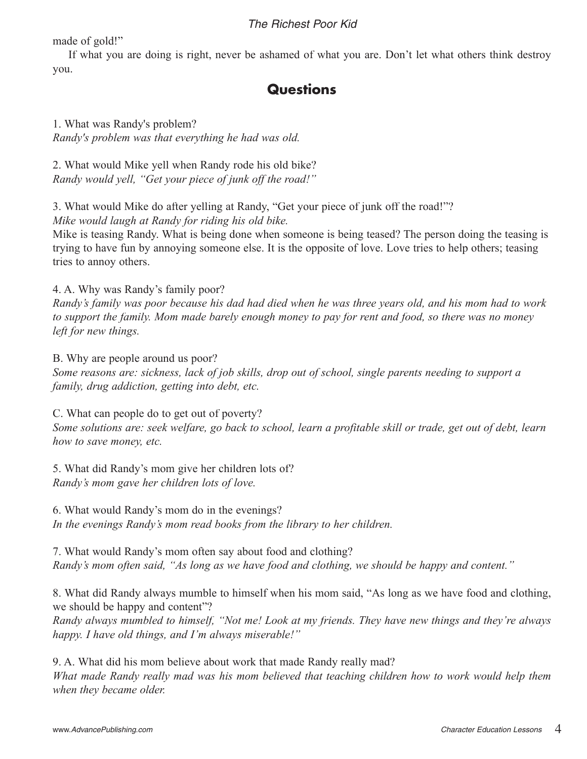made of gold!"

If what you are doing is right, never be ashamed of what you are. Don't let what others think destroy you.

## Questions

1. What was Randy's problem?
*Randy's problem was that everything he had was old.*

2. What would Mike yell when Randy rode his old bike?
*Randy would yell, "Get your piece of junk off the road!"*

3. What would Mike do after yelling at Randy, "Get your piece of junk off the road!"?
*Mike would laugh at Randy for riding his old bike.*
Mike is teasing Randy. What is being done when someone is being teased? The person doing the teasing is trying to have fun by annoying someone else. It is the opposite of love. Love tries to help others; teasing tries to annoy others.

4. A. Why was Randy's family poor?
*Randy's family was poor because his dad had died when he was three years old, and his mom had to work to support the family. Mom made barely enough money to pay for rent and food, so there was no money left for new things.*

B. Why are people around us poor?
*Some reasons are: sickness, lack of job skills, drop out of school, single parents needing to support a family, drug addiction, getting into debt, etc.*

C. What can people do to get out of poverty?
*Some solutions are: seek welfare, go back to school, learn a profitable skill or trade, get out of debt, learn how to save money, etc.*

5. What did Randy's mom give her children lots of?
*Randy's mom gave her children lots of love.*

6. What would Randy's mom do in the evenings?
*In the evenings Randy's mom read books from the library to her children.*

7. What would Randy's mom often say about food and clothing?
*Randy's mom often said, "As long as we have food and clothing, we should be happy and content."*

8. What did Randy always mumble to himself when his mom said, "As long as we have food and clothing, we should be happy and content"?
*Randy always mumbled to himself, "Not me! Look at my friends. They have new things and they're always happy. I have old things, and I'm always miserable!"*

9. A. What did his mom believe about work that made Randy really mad?
*What made Randy really mad was his mom believed that teaching children how to work would help them when they became older.*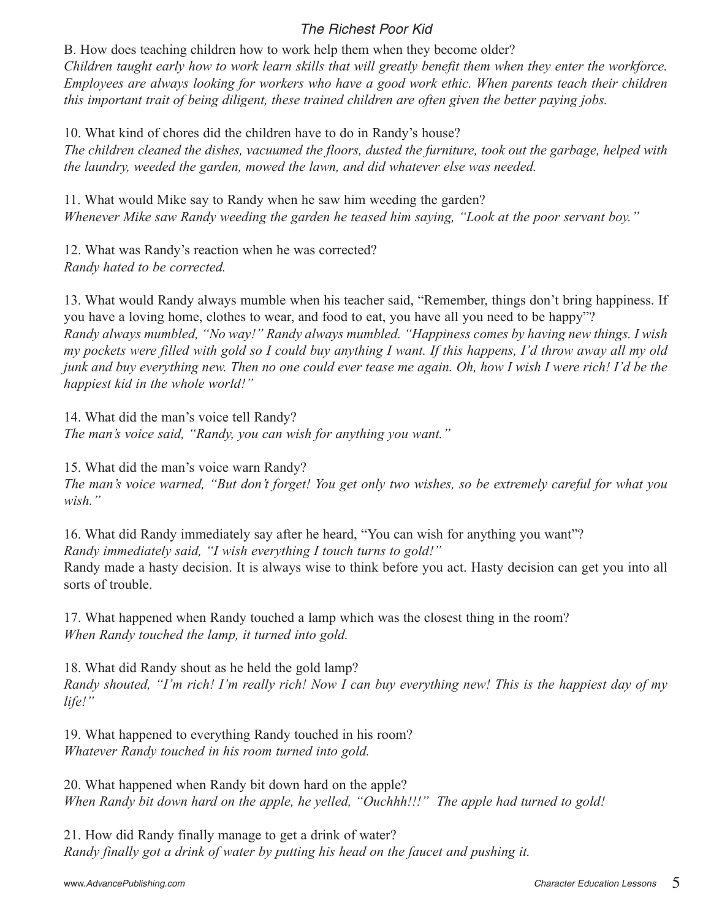B. How does teaching children how to work help them when they become older?
*Children taught early how to work learn skills that will greatly benefit them when they enter the workforce. Employees are always looking for workers who have a good work ethic. When parents teach their children this important trait of being diligent, these trained children are often given the better paying jobs.*

10. What kind of chores did the children have to do in Randy's house?
*The children cleaned the dishes, vacuumed the floors, dusted the furniture, took out the garbage, helped with the laundry, weeded the garden, mowed the lawn, and did whatever else was needed.*

11. What would Mike say to Randy when he saw him weeding the garden?
*Whenever Mike saw Randy weeding the garden he teased him saying, "Look at the poor servant boy."*

12. What was Randy's reaction when he was corrected?
*Randy hated to be corrected.*

13. What would Randy always mumble when his teacher said, "Remember, things don't bring happiness. If you have a loving home, clothes to wear, and food to eat, you have all you need to be happy"?
*Randy always mumbled, "No way!" Randy always mumbled. "Happiness comes by having new things. I wish my pockets were filled with gold so I could buy anything I want. If this happens, I'd throw away all my old junk and buy everything new. Then no one could ever tease me again. Oh, how I wish I were rich! I'd be the happiest kid in the whole world!"*

14. What did the man's voice tell Randy?
*The man's voice said, "Randy, you can wish for anything you want."*

15. What did the man's voice warn Randy?
*The man's voice warned, "But don't forget! You get only two wishes, so be extremely careful for what you wish."*

16. What did Randy immediately say after he heard, "You can wish for anything you want"?
*Randy immediately said, "I wish everything I touch turns to gold!"*
Randy made a hasty decision. It is always wise to think before you act. Hasty decision can get you into all sorts of trouble.

17. What happened when Randy touched a lamp which was the closest thing in the room?
*When Randy touched the lamp, it turned into gold.*

18. What did Randy shout as he held the gold lamp?
*Randy shouted, "I'm rich! I'm really rich! Now I can buy everything new! This is the happiest day of my life!"*

19. What happened to everything Randy touched in his room?
*Whatever Randy touched in his room turned into gold.*

20. What happened when Randy bit down hard on the apple?
*When Randy bit down hard on the apple, he yelled, "Ouchhh!!!" The apple had turned to gold!*

21. How did Randy finally manage to get a drink of water?
*Randy finally got a drink of water by putting his head on the faucet and pushing it.*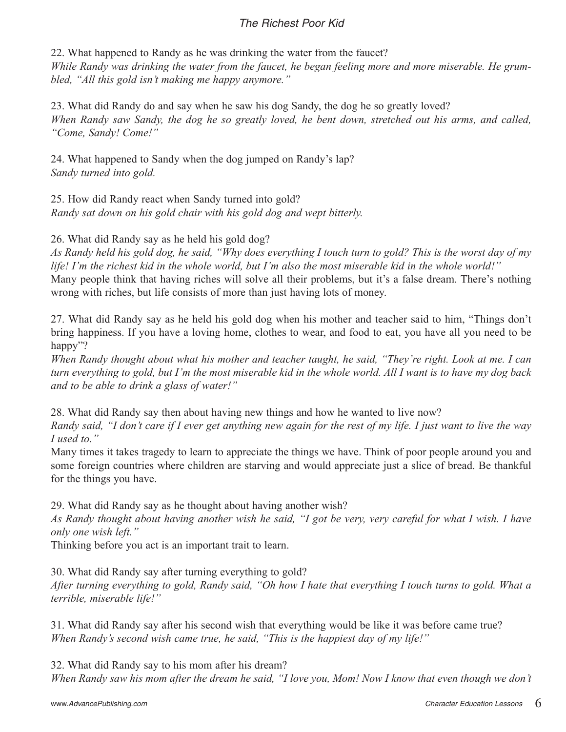22. What happened to Randy as he was drinking the water from the faucet?
*While Randy was drinking the water from the faucet, he began feeling more and more miserable. He grumbled, "All this gold isn't making me happy anymore."*

23. What did Randy do and say when he saw his dog Sandy, the dog he so greatly loved?
*When Randy saw Sandy, the dog he so greatly loved, he bent down, stretched out his arms, and called, "Come, Sandy! Come!"*

24. What happened to Sandy when the dog jumped on Randy's lap?
*Sandy turned into gold.*

25. How did Randy react when Sandy turned into gold?
*Randy sat down on his gold chair with his gold dog and wept bitterly.*

26. What did Randy say as he held his gold dog?
*As Randy held his gold dog, he said, "Why does everything I touch turn to gold? This is the worst day of my life! I'm the richest kid in the whole world, but I'm also the most miserable kid in the whole world!"*
Many people think that having riches will solve all their problems, but it's a false dream. There's nothing wrong with riches, but life consists of more than just having lots of money.

27. What did Randy say as he held his gold dog when his mother and teacher said to him, "Things don't bring happiness. If you have a loving home, clothes to wear, and food to eat, you have all you need to be happy"?
*When Randy thought about what his mother and teacher taught, he said, "They're right. Look at me. I can turn everything to gold, but I'm the most miserable kid in the whole world. All I want is to have my dog back and to be able to drink a glass of water!"*

28. What did Randy say then about having new things and how he wanted to live now?
*Randy said, "I don't care if I ever get anything new again for the rest of my life. I just want to live the way I used to."*
Many times it takes tragedy to learn to appreciate the things we have. Think of poor people around you and some foreign countries where children are starving and would appreciate just a slice of bread. Be thankful for the things you have.

29. What did Randy say as he thought about having another wish?
*As Randy thought about having another wish he said, "I got be very, very careful for what I wish. I have only one wish left."*
Thinking before you act is an important trait to learn.

30. What did Randy say after turning everything to gold?
*After turning everything to gold, Randy said, "Oh how I hate that everything I touch turns to gold. What a terrible, miserable life!"*

31. What did Randy say after his second wish that everything would be like it was before came true?
*When Randy's second wish came true, he said, "This is the happiest day of my life!"*

32. What did Randy say to his mom after his dream?
*When Randy saw his mom after the dream he said, "I love you, Mom! Now I know that even though we don't*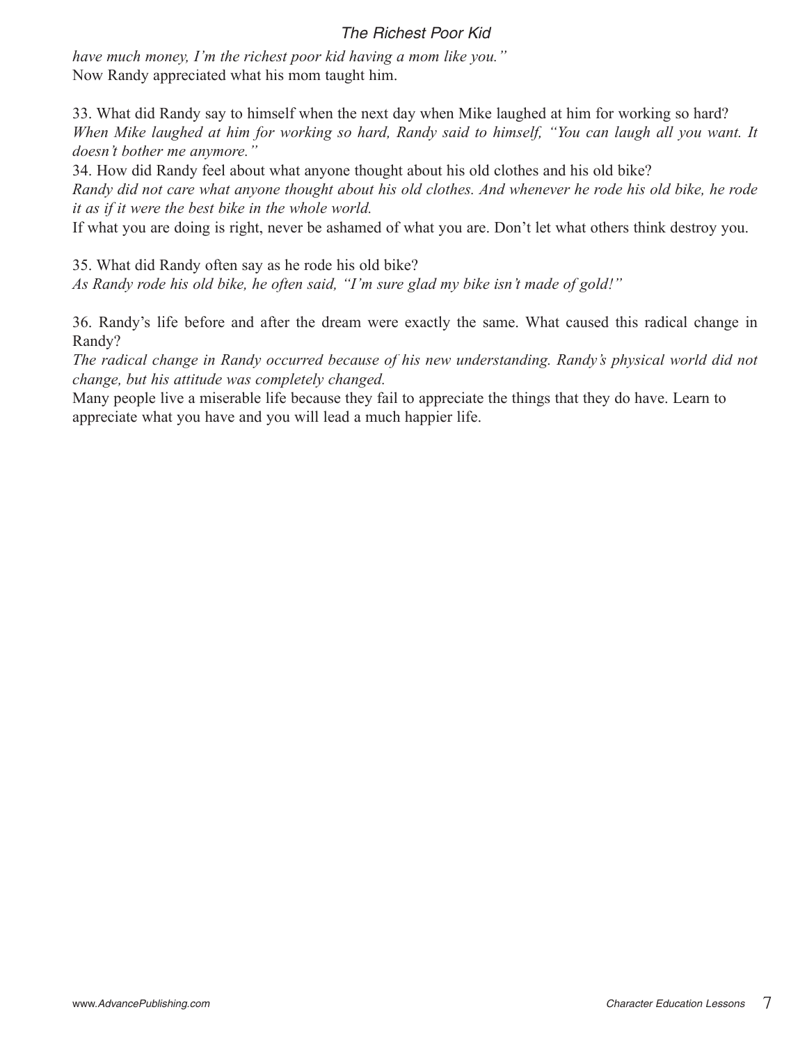*have much money, I'm the richest poor kid having a mom like you."*
Now Randy appreciated what his mom taught him.

33. What did Randy say to himself when the next day when Mike laughed at him for working so hard?
*When Mike laughed at him for working so hard, Randy said to himself, "You can laugh all you want. It doesn't bother me anymore."*

34. How did Randy feel about what anyone thought about his old clothes and his old bike?
*Randy did not care what anyone thought about his old clothes. And whenever he rode his old bike, he rode it as if it were the best bike in the whole world.*

If what you are doing is right, never be ashamed of what you are. Don't let what others think destroy you.

35. What did Randy often say as he rode his old bike?
*As Randy rode his old bike, he often said, "I'm sure glad my bike isn't made of gold!"*

36. Randy's life before and after the dream were exactly the same. What caused this radical change in Randy?
*The radical change in Randy occurred because of his new understanding. Randy's physical world did not change, but his attitude was completely changed.*

Many people live a miserable life because they fail to appreciate the things that they do have. Learn to appreciate what you have and you will lead a much happier life.